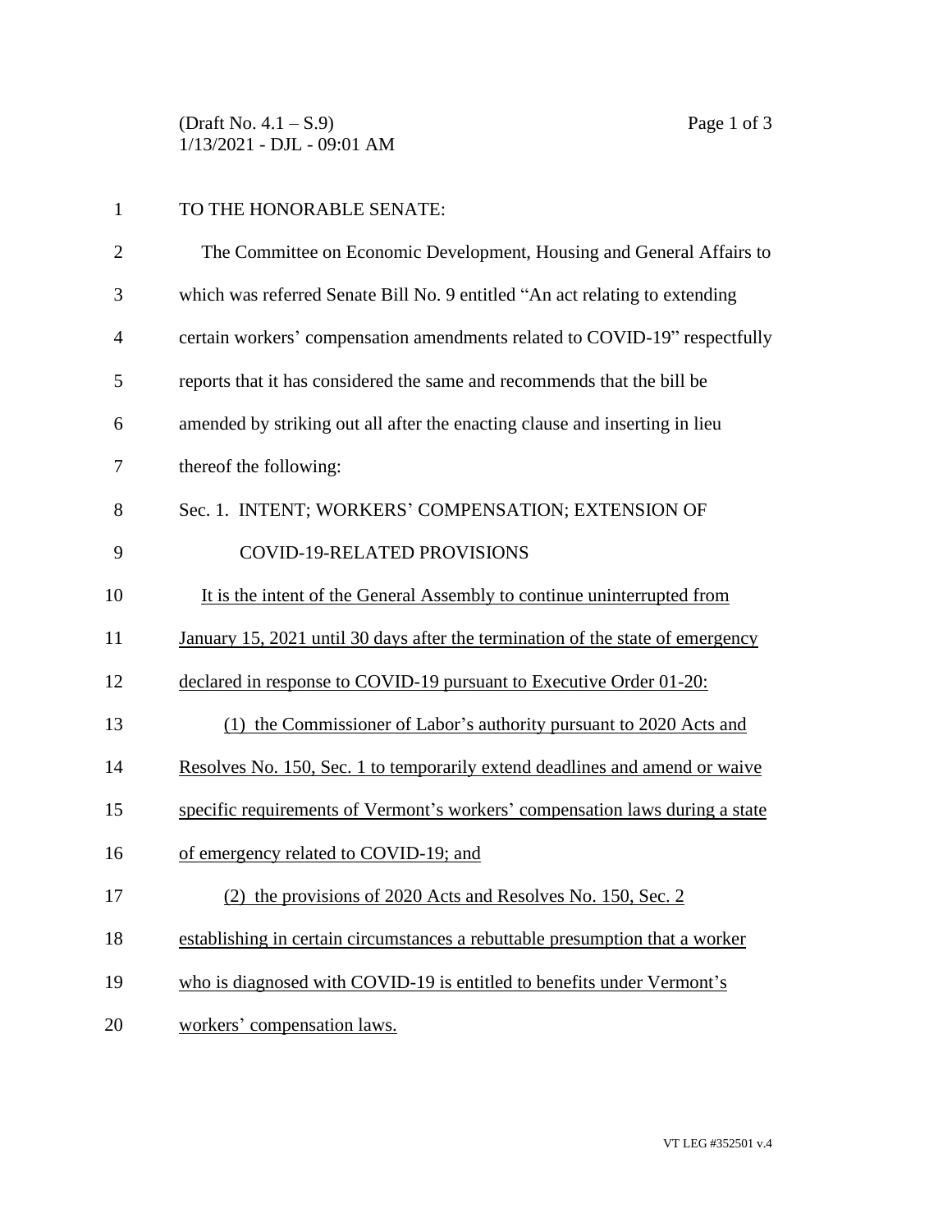TO THE HONORABLE SENATE:

The Committee on Economic Development, Housing and General Affairs to which was referred Senate Bill No. 9 entitled "An act relating to extending certain workers' compensation amendments related to COVID-19" respectfully reports that it has considered the same and recommends that the bill be amended by striking out all after the enacting clause and inserting in lieu thereof the following:

Sec. 1. INTENT; WORKERS' COMPENSATION; EXTENSION OF COVID-19-RELATED PROVISIONS

It is the intent of the General Assembly to continue uninterrupted from January 15, 2021 until 30 days after the termination of the state of emergency declared in response to COVID-19 pursuant to Executive Order 01-20:

(1) the Commissioner of Labor's authority pursuant to 2020 Acts and Resolves No. 150, Sec. 1 to temporarily extend deadlines and amend or waive specific requirements of Vermont's workers' compensation laws during a state of emergency related to COVID-19; and

(2) the provisions of 2020 Acts and Resolves No. 150, Sec. 2 establishing in certain circumstances a rebuttable presumption that a worker who is diagnosed with COVID-19 is entitled to benefits under Vermont's workers' compensation laws.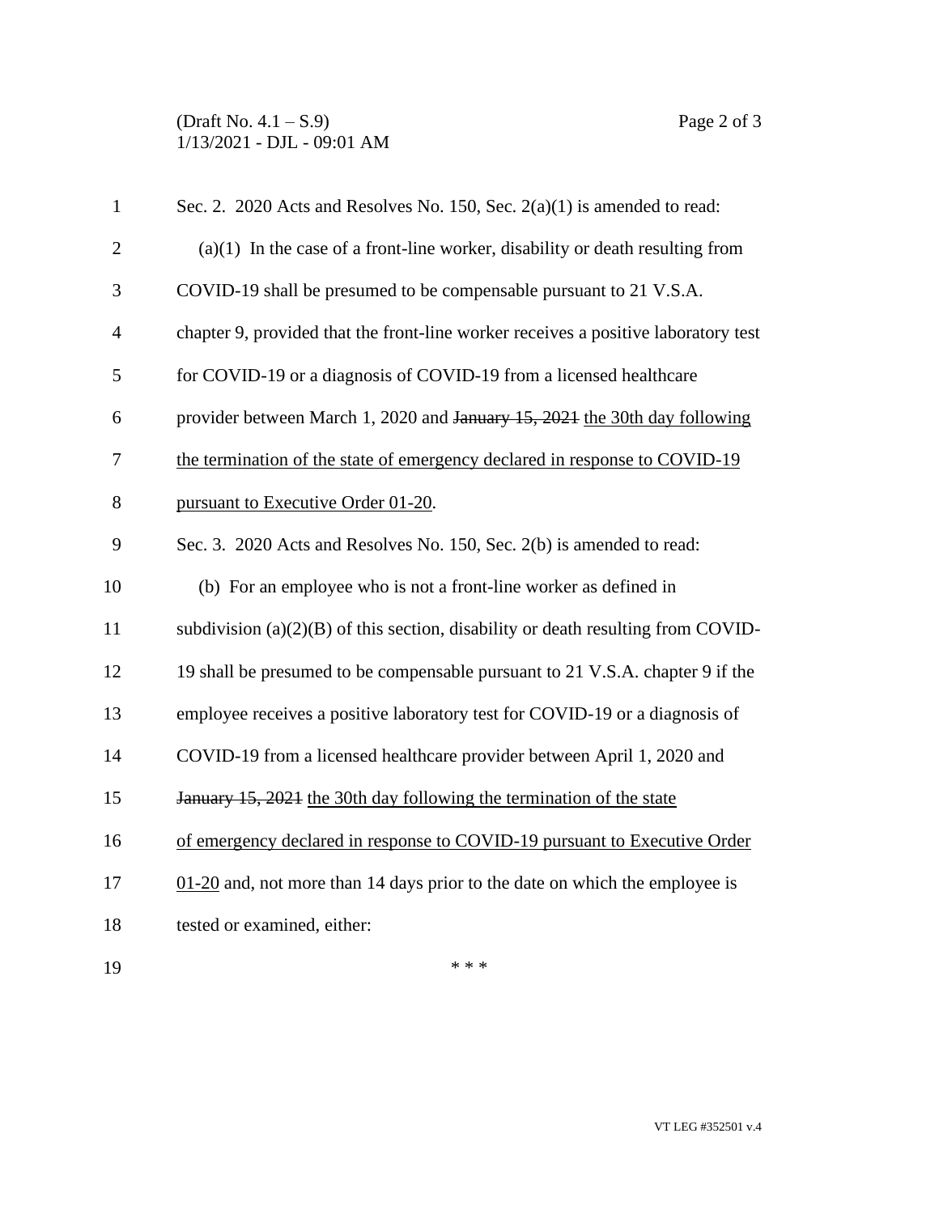Sec. 2. 2020 Acts and Resolves No. 150, Sec. 2(a)(1) is amended to read:

(a)(1) In the case of a front-line worker, disability or death resulting from COVID-19 shall be presumed to be compensable pursuant to 21 V.S.A. chapter 9, provided that the front-line worker receives a positive laboratory test for COVID-19 or a diagnosis of COVID-19 from a licensed healthcare provider between March 1, 2020 and ~~January 15, 2021~~ <u>the 30th day following the termination of the state of emergency declared in response to COVID-19 pursuant to Executive Order 01-20</u>.

Sec. 3. 2020 Acts and Resolves No. 150, Sec. 2(b) is amended to read:

(b) For an employee who is not a front-line worker as defined in subdivision (a)(2)(B) of this section, disability or death resulting from COVID-19 shall be presumed to be compensable pursuant to 21 V.S.A. chapter 9 if the employee receives a positive laboratory test for COVID-19 or a diagnosis of COVID-19 from a licensed healthcare provider between April 1, 2020 and ~~January 15, 2021~~ <u>the 30th day following the termination of the state of emergency declared in response to COVID-19 pursuant to Executive Order 01-20</u> and, not more than 14 days prior to the date on which the employee is tested or examined, either:

\* \* \*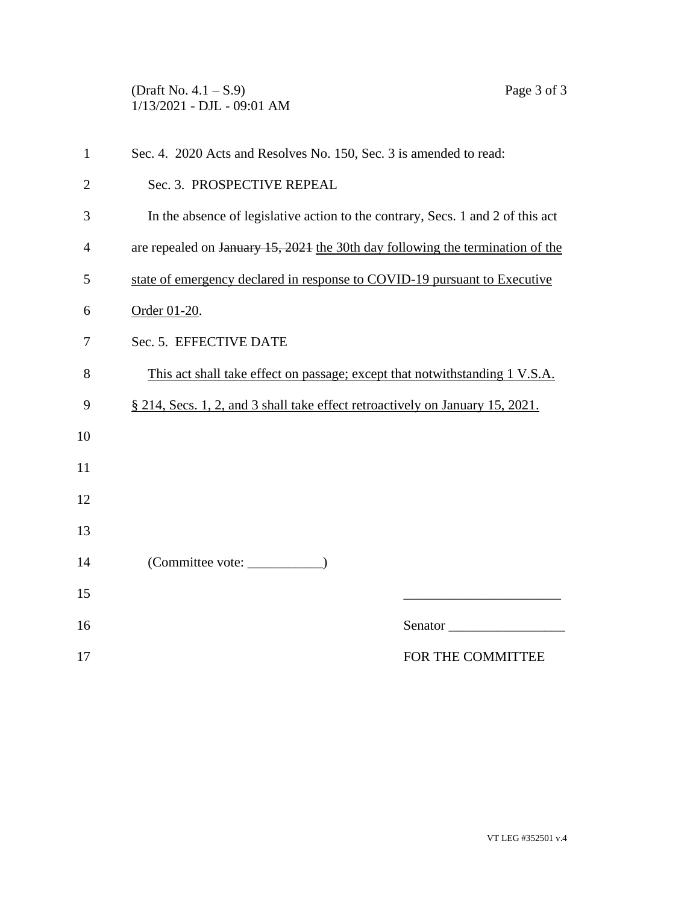Sec. 4. 2020 Acts and Resolves No. 150, Sec. 3 is amended to read:

Sec. 3. PROSPECTIVE REPEAL

In the absence of legislative action to the contrary, Secs. 1 and 2 of this act are repealed on ~~January 15, 2021~~ <u>the 30th day following the termination of the state of emergency declared in response to COVID-19 pursuant to Executive Order 01-20</u>.

Sec. 5. EFFECTIVE DATE

<u>This act shall take effect on passage; except that notwithstanding 1 V.S.A. § 214, Secs. 1, 2, and 3 shall take effect retroactively on January 15, 2021.</u>

(Committee vote: ___________)

_______________________

Senator _________________

FOR THE COMMITTEE